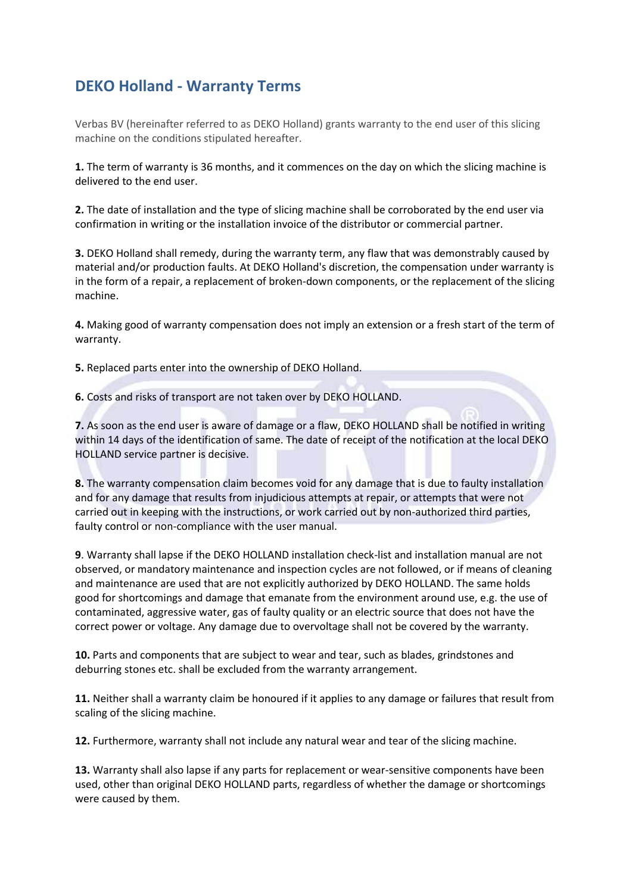# DEKO Holland - Warranty Terms

Verbas BV (hereinafter referred to as DEKO Holland) grants warranty to the end user of this slicing machine on the conditions stipulated hereafter.

**1.** The term of warranty is 36 months, and it commences on the day on which the slicing machine is delivered to the end user.

**2.** The date of installation and the type of slicing machine shall be corroborated by the end user via confirmation in writing or the installation invoice of the distributor or commercial partner.

**3.** DEKO Holland shall remedy, during the warranty term, any flaw that was demonstrably caused by material and/or production faults. At DEKO Holland's discretion, the compensation under warranty is in the form of a repair, a replacement of broken-down components, or the replacement of the slicing machine.

**4.** Making good of warranty compensation does not imply an extension or a fresh start of the term of warranty.

**5.** Replaced parts enter into the ownership of DEKO Holland.

**6.** Costs and risks of transport are not taken over by DEKO HOLLAND.

**7.** As soon as the end user is aware of damage or a flaw, DEKO HOLLAND shall be notified in writing within 14 days of the identification of same. The date of receipt of the notification at the local DEKO HOLLAND service partner is decisive.

**8.** The warranty compensation claim becomes void for any damage that is due to faulty installation and for any damage that results from injudicious attempts at repair, or attempts that were not carried out in keeping with the instructions, or work carried out by non-authorized third parties, faulty control or non-compliance with the user manual.

**9**. Warranty shall lapse if the DEKO HOLLAND installation check-list and installation manual are not observed, or mandatory maintenance and inspection cycles are not followed, or if means of cleaning and maintenance are used that are not explicitly authorized by DEKO HOLLAND. The same holds good for shortcomings and damage that emanate from the environment around use, e.g. the use of contaminated, aggressive water, gas of faulty quality or an electric source that does not have the correct power or voltage. Any damage due to overvoltage shall not be covered by the warranty.

**10.** Parts and components that are subject to wear and tear, such as blades, grindstones and deburring stones etc. shall be excluded from the warranty arrangement.

**11.** Neither shall a warranty claim be honoured if it applies to any damage or failures that result from scaling of the slicing machine.

**12.** Furthermore, warranty shall not include any natural wear and tear of the slicing machine.

**13.** Warranty shall also lapse if any parts for replacement or wear-sensitive components have been used, other than original DEKO HOLLAND parts, regardless of whether the damage or shortcomings were caused by them.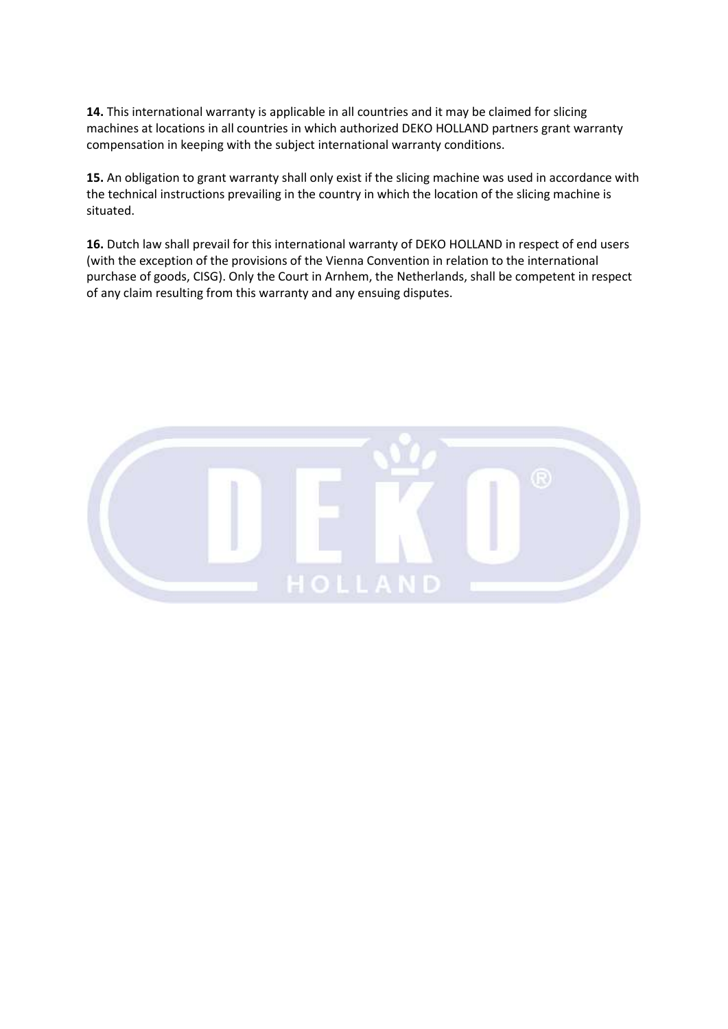**14.** This international warranty is applicable in all countries and it may be claimed for slicing machines at locations in all countries in which authorized DEKO HOLLAND partners grant warranty compensation in keeping with the subject international warranty conditions.

**15.** An obligation to grant warranty shall only exist if the slicing machine was used in accordance with the technical instructions prevailing in the country in which the location of the slicing machine is situated.

**16.** Dutch law shall prevail for this international warranty of DEKO HOLLAND in respect of end users (with the exception of the provisions of the Vienna Convention in relation to the international purchase of goods, CISG). Only the Court in Arnhem, the Netherlands, shall be competent in respect of any claim resulting from this warranty and any ensuing disputes.